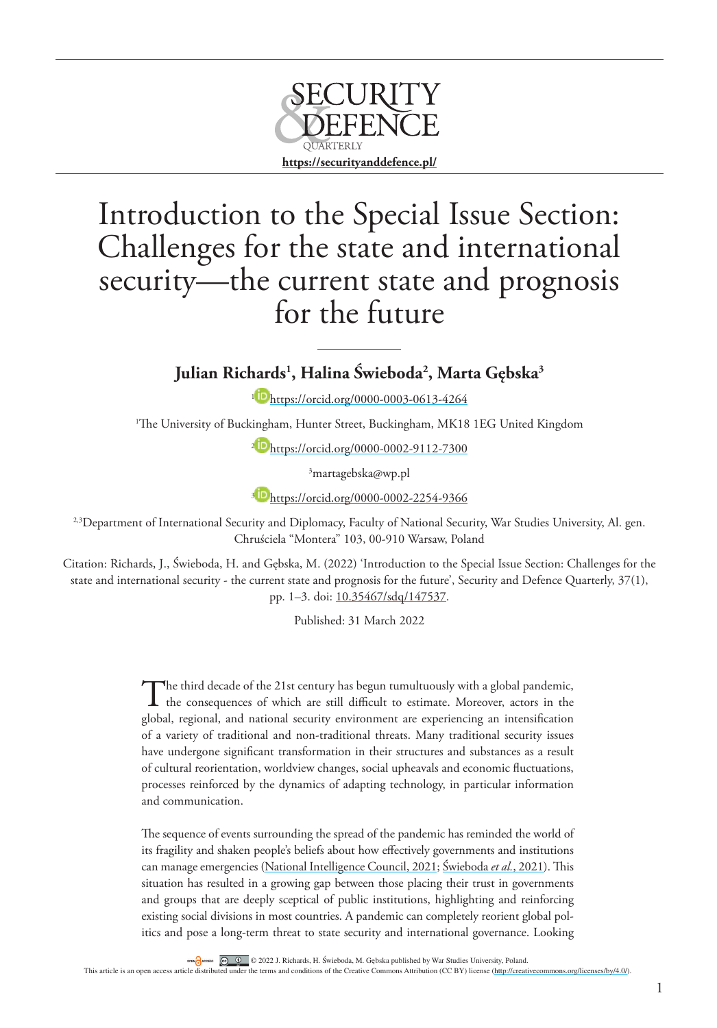# Introduction to the Special Issue Section: Challenges for the state and international security—the current state and prognosis for the future

**Julian Richards[1], Halina Świeboda[2], Marta Gębska[3]**

[1] https://orcid.org/0000-0003-0613-4264

[1]The University of Buckingham, Hunter Street, Buckingham, MK18 1EG United Kingdom

[2] https://orcid.org/0000-0002-9112-7300

[3]martagebska@wp.pl

[3] https://orcid.org/0000-0002-2254-9366

[2,3]Department of International Security and Diplomacy, Faculty of National Security, War Studies University, Al. gen. Chruściela "Montera" 103, 00-910 Warsaw, Poland

Citation: Richards, J., Świeboda, H. and Gębska, M. (2022) 'Introduction to the Special Issue Section: Challenges for the state and international security - the current state and prognosis for the future', Security and Defence Quarterly, 37(1), pp. 1–3. doi: 10.35467/sdq/147537.

Published: 31 March 2022

The third decade of the 21st century has begun tumultuously with a global pandemic, the consequences of which are still difficult to estimate. Moreover, actors in the global, regional, and national security environment are experiencing an intensification of a variety of traditional and non-traditional threats. Many traditional security issues have undergone significant transformation in their structures and substances as a result of cultural reorientation, worldview changes, social upheavals and economic fluctuations, processes reinforced by the dynamics of adapting technology, in particular information and communication.

The sequence of events surrounding the spread of the pandemic has reminded the world of its fragility and shaken people's beliefs about how effectively governments and institutions can manage emergencies (National Intelligence Council, 2021; Świeboda *et al.*, 2021). This situation has resulted in a growing gap between those placing their trust in governments and groups that are deeply sceptical of public institutions, highlighting and reinforcing existing social divisions in most countries. A pandemic can completely reorient global politics and pose a long-term threat to state security and international governance. Looking

© 2022 J. Richards, H. Świeboda, M. Gębska published by War Studies University, Poland.
This article is an open access article distributed under the terms and conditions of the Creative Commons Attribution (CC BY) license (http://creativecommons.org/licenses/by/4.0/).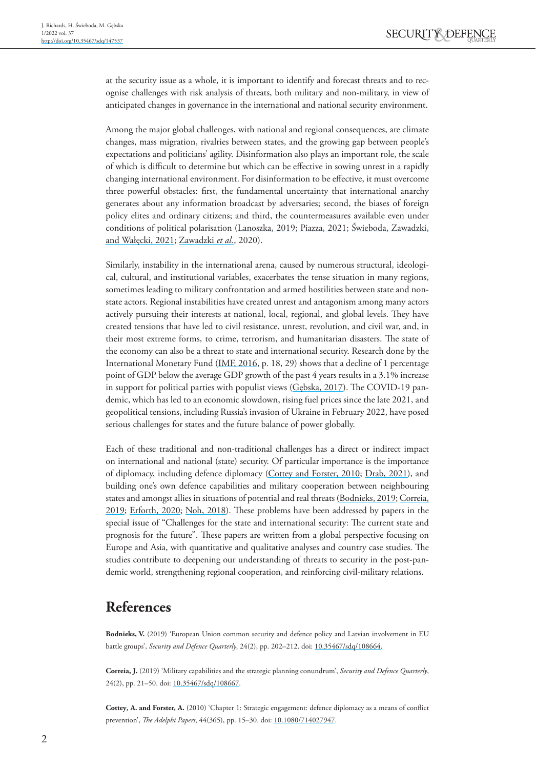at the security issue as a whole, it is important to identify and forecast threats and to recognise challenges with risk analysis of threats, both military and non-military, in view of anticipated changes in governance in the international and national security environment.

Among the major global challenges, with national and regional consequences, are climate changes, mass migration, rivalries between states, and the growing gap between people's expectations and politicians' agility. Disinformation also plays an important role, the scale of which is difficult to determine but which can be effective in sowing unrest in a rapidly changing international environment. For disinformation to be effective, it must overcome three powerful obstacles: first, the fundamental uncertainty that international anarchy generates about any information broadcast by adversaries; second, the biases of foreign policy elites and ordinary citizens; and third, the countermeasures available even under conditions of political polarisation (Lanoszka, 2019; Piazza, 2021; Świeboda, Zawadzki, and Wałęcki, 2021; Zawadzki *et al.*, 2020).

Similarly, instability in the international arena, caused by numerous structural, ideological, cultural, and institutional variables, exacerbates the tense situation in many regions, sometimes leading to military confrontation and armed hostilities between state and non-state actors. Regional instabilities have created unrest and antagonism among many actors actively pursuing their interests at national, local, regional, and global levels. They have created tensions that have led to civil resistance, unrest, revolution, and civil war, and, in their most extreme forms, to crime, terrorism, and humanitarian disasters. The state of the economy can also be a threat to state and international security. Research done by the International Monetary Fund (IMF, 2016, p. 18, 29) shows that a decline of 1 percentage point of GDP below the average GDP growth of the past 4 years results in a 3.1% increase in support for political parties with populist views (Gębska, 2017). The COVID-19 pandemic, which has led to an economic slowdown, rising fuel prices since the late 2021, and geopolitical tensions, including Russia's invasion of Ukraine in February 2022, have posed serious challenges for states and the future balance of power globally.

Each of these traditional and non-traditional challenges has a direct or indirect impact on international and national (state) security. Of particular importance is the importance of diplomacy, including defence diplomacy (Cottey and Forster, 2010; Drab, 2021), and building one's own defence capabilities and military cooperation between neighbouring states and amongst allies in situations of potential and real threats (Bodnieks, 2019; Correia, 2019; Erforth, 2020; Noh, 2018). These problems have been addressed by papers in the special issue of "Challenges for the state and international security: The current state and prognosis for the future". These papers are written from a global perspective focusing on Europe and Asia, with quantitative and qualitative analyses and country case studies. The studies contribute to deepening our understanding of threats to security in the post-pandemic world, strengthening regional cooperation, and reinforcing civil-military relations.

# References

**Bodnieks, V.** (2019) 'European Union common security and defence policy and Latvian involvement in EU battle groups', *Security and Defence Quarterly*, 24(2), pp. 202–212. doi: 10.35467/sdq/108664.

**Correia, J.** (2019) 'Military capabilities and the strategic planning conundrum', *Security and Defence Quarterly*, 24(2), pp. 21–50. doi: 10.35467/sdq/108667.

**Cottey, A. and Forster, A.** (2010) 'Chapter 1: Strategic engagement: defence diplomacy as a means of conflict prevention', *The Adelphi Papers*, 44(365), pp. 15–30. doi: 10.1080/714027947.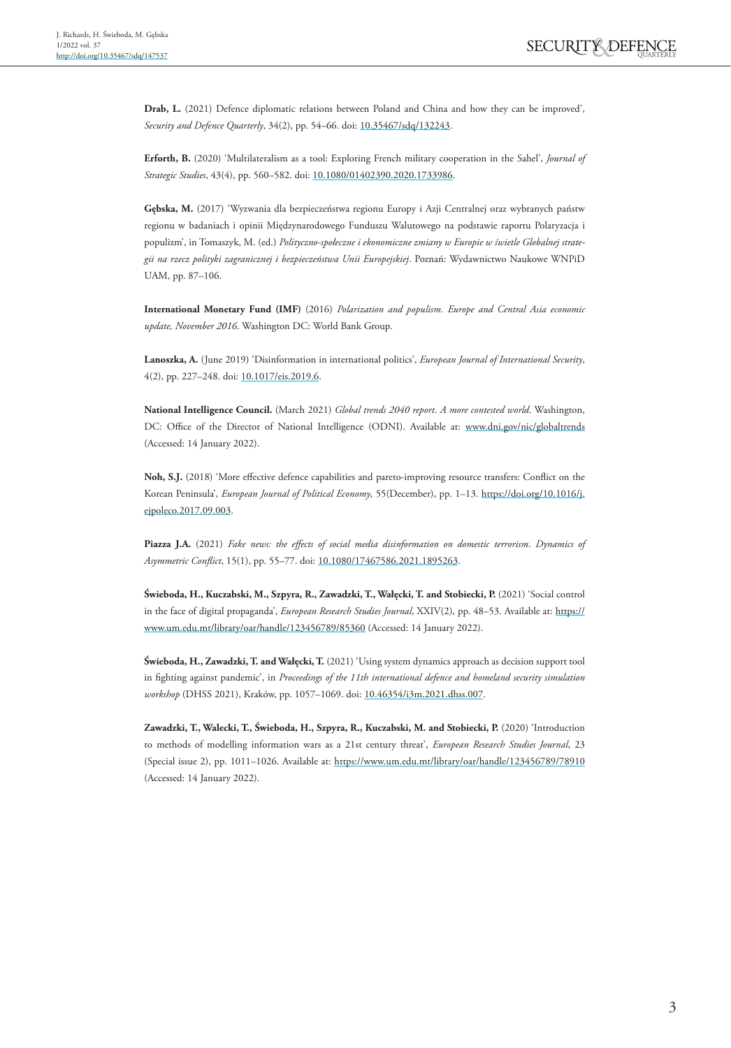**Drab, L.** (2021) Defence diplomatic relations between Poland and China and how they can be improved', *Security and Defence Quarterly*, 34(2), pp. 54–66. doi: 10.35467/sdq/132243.

**Erforth, B.** (2020) 'Multilateralism as a tool: Exploring French military cooperation in the Sahel', *Journal of Strategic Studies*, 43(4), pp. 560–582. doi: 10.1080/01402390.2020.1733986.

**Gębska, M.** (2017) 'Wyzwania dla bezpieczeństwa regionu Europy i Azji Centralnej oraz wybranych państw regionu w badaniach i opinii Międzynarodowego Funduszu Walutowego na podstawie raportu Polaryzacja i populizm', in Tomaszyk, M. (ed.) *Polityczno-społeczne i ekonomiczne zmiany w Europie w świetle Globalnej strategii na rzecz polityki zagranicznej i bezpieczeństwa Unii Europejskiej*. Poznań: Wydawnictwo Naukowe WNPiD UAM, pp. 87–106.

**International Monetary Fund (IMF)** (2016) *Polarization and populism. Europe and Central Asia economic update, November 2016*. Washington DC: World Bank Group.

**Lanoszka, A.** (June 2019) 'Disinformation in international politics', *European Journal of International Security*, 4(2), pp. 227–248. doi: 10.1017/eis.2019.6.

**National Intelligence Council.** (March 2021) *Global trends 2040 report. A more contested world*. Washington, DC: Office of the Director of National Intelligence (ODNI). Available at: www.dni.gov/nic/globaltrends (Accessed: 14 January 2022).

**Noh, S.J.** (2018) 'More effective defence capabilities and pareto-improving resource transfers: Conflict on the Korean Peninsula', *European Journal of Political Economy*, 55(December), pp. 1–13. https://doi.org/10.1016/j.ejpoleco.2017.09.003.

**Piazza J.A.** (2021) *Fake news: the effects of social media disinformation on domestic terrorism*. *Dynamics of Asymmetric Conflict*, 15(1), pp. 55–77. doi: 10.1080/17467586.2021.1895263.

**Świeboda, H., Kuczabski, M., Szpyra, R., Zawadzki, T., Wałęcki, T. and Stobiecki, P.** (2021) 'Social control in the face of digital propaganda', *European Research Studies Journal*, XXIV(2), pp. 48–53. Available at: https://www.um.edu.mt/library/oar/handle/123456789/85360 (Accessed: 14 January 2022).

**Świeboda, H., Zawadzki, T. and Wałęcki, T.** (2021) 'Using system dynamics approach as decision support tool in fighting against pandemic', in *Proceedings of the 11th international defence and homeland security simulation workshop* (DHSS 2021), Kraków, pp. 1057–1069. doi: 10.46354/i3m.2021.dhss.007.

**Zawadzki, T., Walecki, T., Świeboda, H., Szpyra, R., Kuczabski, M. and Stobiecki, P.** (2020) 'Introduction to methods of modelling information wars as a 21st century threat', *European Research Studies Journal*, 23 (Special issue 2), pp. 1011–1026. Available at: https://www.um.edu.mt/library/oar/handle/123456789/78910 (Accessed: 14 January 2022).